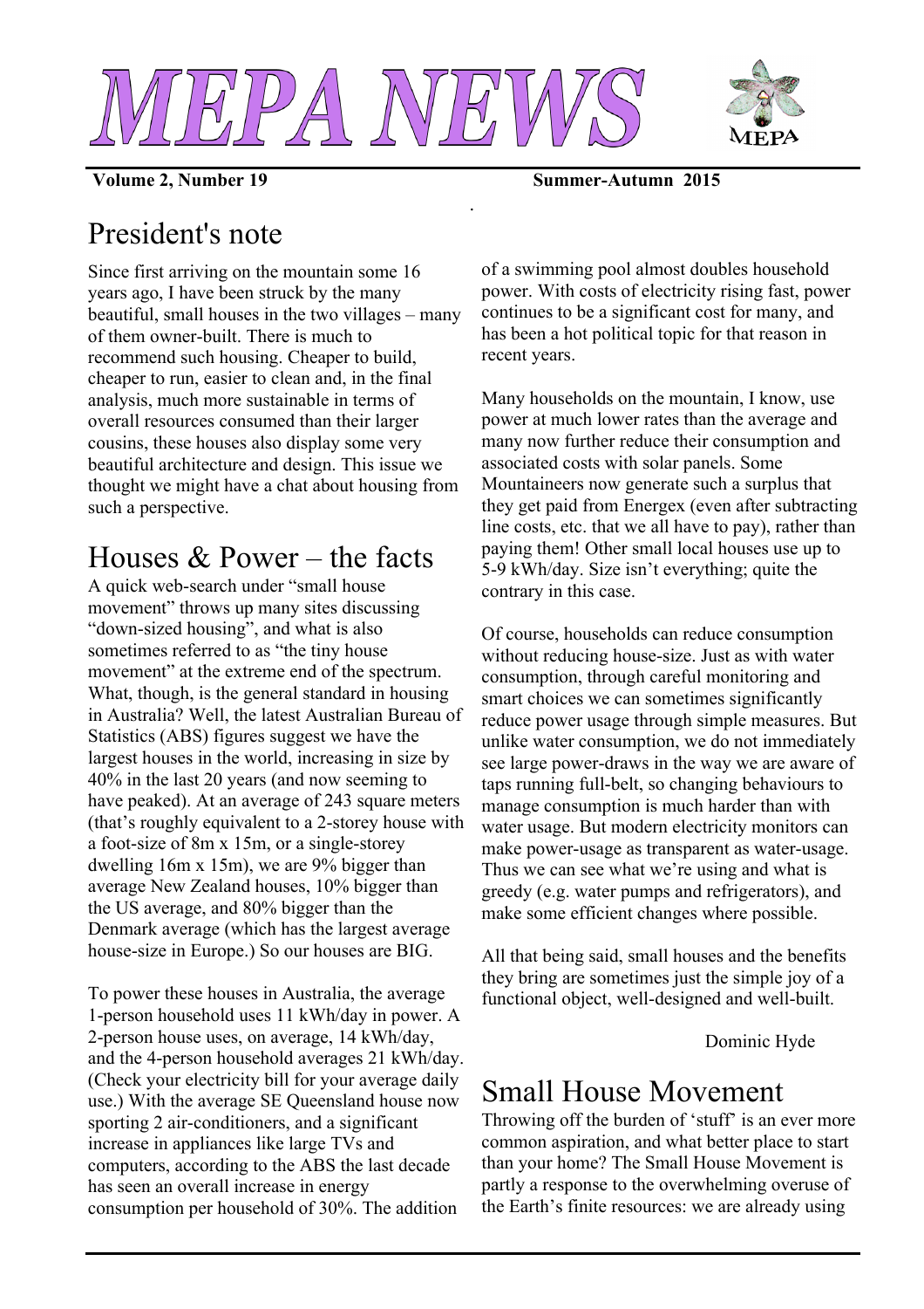# MEPA NEWS

**Volume 2, Number 19** **Summer-Autumn 2015**

## President's note

Since first arriving on the mountain some 16 years ago, I have been struck by the many beautiful, small houses in the two villages – many of them owner-built. There is much to recommend such housing. Cheaper to build, cheaper to run, easier to clean and, in the final analysis, much more sustainable in terms of overall resources consumed than their larger cousins, these houses also display some very beautiful architecture and design. This issue we thought we might have a chat about housing from such a perspective.

## Houses & Power – the facts

A quick web-search under "small house movement" throws up many sites discussing "down-sized housing", and what is also sometimes referred to as "the tiny house movement" at the extreme end of the spectrum. What, though, is the general standard in housing in Australia? Well, the latest Australian Bureau of Statistics (ABS) figures suggest we have the largest houses in the world, increasing in size by 40% in the last 20 years (and now seeming to have peaked). At an average of 243 square meters (that's roughly equivalent to a 2-storey house with a foot-size of 8m x 15m, or a single-storey dwelling 16m x 15m), we are 9% bigger than average New Zealand houses, 10% bigger than the US average, and 80% bigger than the Denmark average (which has the largest average house-size in Europe.) So our houses are BIG.

To power these houses in Australia, the average 1-person household uses 11 kWh/day in power. A 2-person house uses, on average, 14 kWh/day, and the 4-person household averages 21 kWh/day. (Check your electricity bill for your average daily use.) With the average SE Queensland house now sporting 2 air-conditioners, and a significant increase in appliances like large TVs and computers, according to the ABS the last decade has seen an overall increase in energy consumption per household of 30%. The addition of a swimming pool almost doubles household power. With costs of electricity rising fast, power continues to be a significant cost for many, and has been a hot political topic for that reason in recent years.

Many households on the mountain, I know, use power at much lower rates than the average and many now further reduce their consumption and associated costs with solar panels. Some Mountaineers now generate such a surplus that they get paid from Energex (even after subtracting line costs, etc. that we all have to pay), rather than paying them! Other small local houses use up to 5-9 kWh/day. Size isn't everything; quite the contrary in this case.

Of course, households can reduce consumption without reducing house-size. Just as with water consumption, through careful monitoring and smart choices we can sometimes significantly reduce power usage through simple measures. But unlike water consumption, we do not immediately see large power-draws in the way we are aware of taps running full-belt, so changing behaviours to manage consumption is much harder than with water usage. But modern electricity monitors can make power-usage as transparent as water-usage. Thus we can see what we're using and what is greedy (e.g. water pumps and refrigerators), and make some efficient changes where possible.

All that being said, small houses and the benefits they bring are sometimes just the simple joy of a functional object, well-designed and well-built.

Dominic Hyde

## Small House Movement

Throwing off the burden of 'stuff' is an ever more common aspiration, and what better place to start than your home? The Small House Movement is partly a response to the overwhelming overuse of the Earth's finite resources: we are already using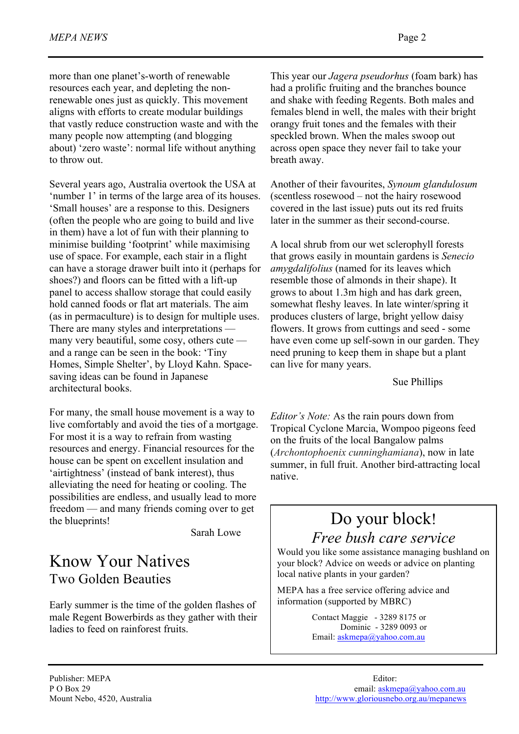more than one planet's-worth of renewable resources each year, and depleting the non-renewable ones just as quickly. This movement aligns with efforts to create modular buildings that vastly reduce construction waste and with the many people now attempting (and blogging about) 'zero waste': normal life without anything to throw out.

Several years ago, Australia overtook the USA at 'number 1' in terms of the large area of its houses. 'Small houses' are a response to this. Designers (often the people who are going to build and live in them) have a lot of fun with their planning to minimise building 'footprint' while maximising use of space. For example, each stair in a flight can have a storage drawer built into it (perhaps for shoes?) and floors can be fitted with a lift-up panel to access shallow storage that could easily hold canned foods or flat art materials. The aim (as in permaculture) is to design for multiple uses. There are many styles and interpretations — many very beautiful, some cosy, others cute — and a range can be seen in the book: 'Tiny Homes, Simple Shelter', by Lloyd Kahn. Space-saving ideas can be found in Japanese architectural books.

For many, the small house movement is a way to live comfortably and avoid the ties of a mortgage. For most it is a way to refrain from wasting resources and energy. Financial resources for the house can be spent on excellent insulation and 'airtightness' (instead of bank interest), thus alleviating the need for heating or cooling. The possibilities are endless, and usually lead to more freedom — and many friends coming over to get the blueprints!

Sarah Lowe

# Know Your Natives

## Two Golden Beauties

Early summer is the time of the golden flashes of male Regent Bowerbirds as they gather with their ladies to feed on rainforest fruits.

This year our *Jagera pseudorhus* (foam bark) has had a prolific fruiting and the branches bounce and shake with feeding Regents. Both males and females blend in well, the males with their bright orangy fruit tones and the females with their speckled brown. When the males swoop out across open space they never fail to take your breath away.

Another of their favourites, *Synoum glandulosum* (scentless rosewood – not the hairy rosewood covered in the last issue) puts out its red fruits later in the summer as their second-course.

A local shrub from our wet sclerophyll forests that grows easily in mountain gardens is *Senecio amygdalifolius* (named for its leaves which resemble those of almonds in their shape). It grows to about 1.3m high and has dark green, somewhat fleshy leaves. In late winter/spring it produces clusters of large, bright yellow daisy flowers. It grows from cuttings and seed - some have even come up self-sown in our garden. They need pruning to keep them in shape but a plant can live for many years.

Sue Phillips

*Editor's Note:* As the rain pours down from Tropical Cyclone Marcia, Wompoo pigeons feed on the fruits of the local Bangalow palms (*Archontophoenix cunninghamiana*), now in late summer, in full fruit. Another bird-attracting local native.

## Do your block!

### *Free bush care service*

Would you like some assistance managing bushland on your block? Advice on weeds or advice on planting local native plants in your garden?

MEPA has a free service offering advice and information (supported by MBRC)

Contact Maggie - 3289 8175 or
Dominic - 3289 0093 or
Email: askmepa@yahoo.com.au

Publisher: MEPA
P O Box 29
Mount Nebo, 4520, Australia

Editor:
email: askmepa@yahoo.com.au
http://www.gloriousnebo.org.au/mepanews